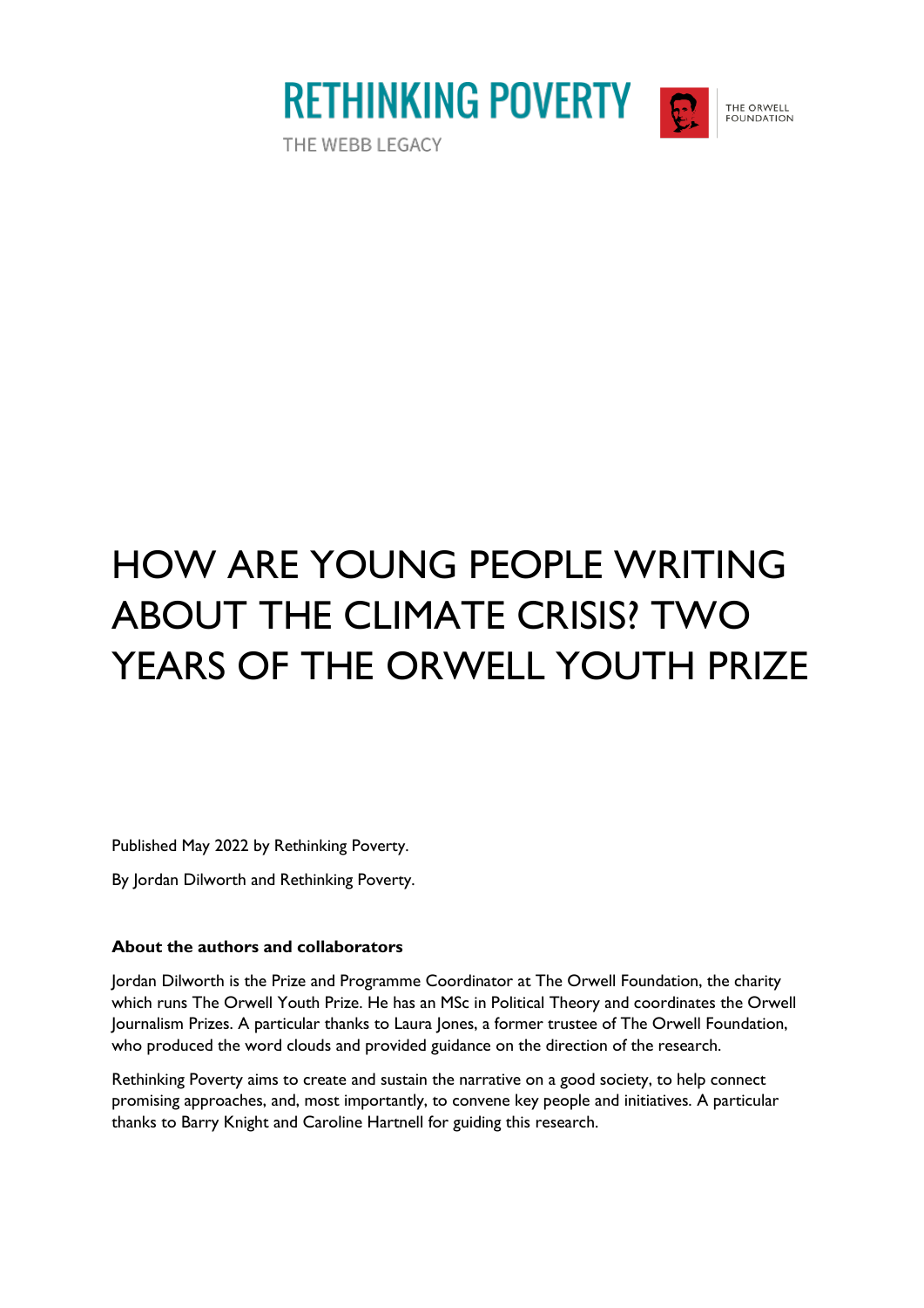RETHINKING POVERTY

THE WEBB LEGACY

THE ORWELL FOUNDATION

# HOW ARE YOUNG PEOPLE WRITING ABOUT THE CLIMATE CRISIS? TWO YEARS OF THE ORWELL YOUTH PRIZE

Published May 2022 by Rethinking Poverty.

By Jordan Dilworth and Rethinking Poverty.

**About the authors and collaborators**

Jordan Dilworth is the Prize and Programme Coordinator at The Orwell Foundation, the charity which runs The Orwell Youth Prize. He has an MSc in Political Theory and coordinates the Orwell Journalism Prizes. A particular thanks to Laura Jones, a former trustee of The Orwell Foundation, who produced the word clouds and provided guidance on the direction of the research.

Rethinking Poverty aims to create and sustain the narrative on a good society, to help connect promising approaches, and, most importantly, to convene key people and initiatives. A particular thanks to Barry Knight and Caroline Hartnell for guiding this research.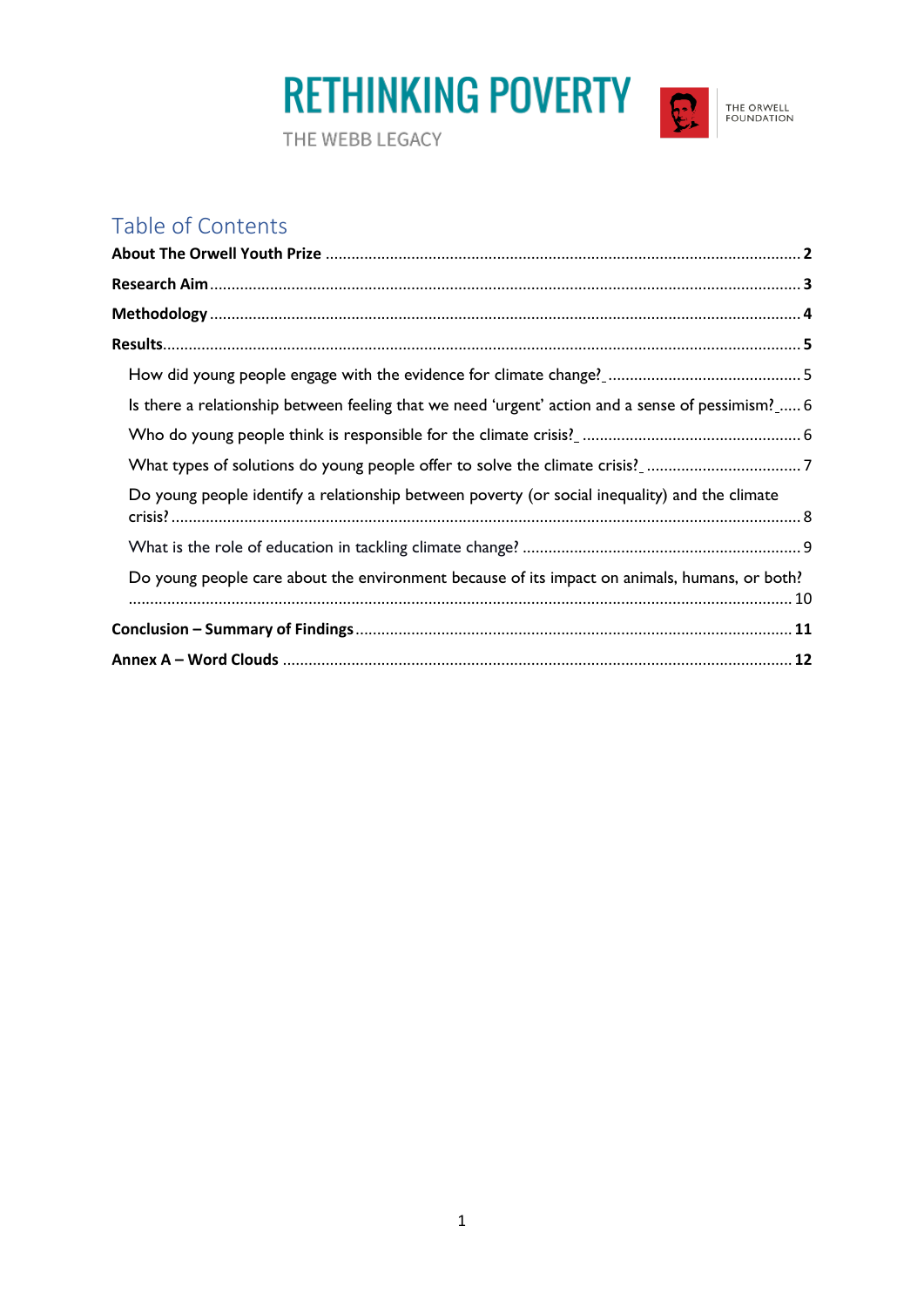# RETHINKING POVERTY

THE WEBB LEGACY

THE ORWELL FOUNDATION

## Table of Contents

**About The Orwell Youth Prize** ..... **2**

**Research Aim** ..... **3**

**Methodology** ..... **4**

**Results** ..... **5**

- How did young people engage with the evidence for climate change? ..... 5
- Is there a relationship between feeling that we need 'urgent' action and a sense of pessimism? ..... 6
- Who do young people think is responsible for the climate crisis? ..... 6
- What types of solutions do young people offer to solve the climate crisis? ..... 7
- Do young people identify a relationship between poverty (or social inequality) and the climate crisis? ..... 8
- What is the role of education in tackling climate change? ..... 9
- Do young people care about the environment because of its impact on animals, humans, or both? ..... 10

**Conclusion – Summary of Findings** ..... **11**

**Annex A – Word Clouds** ..... **12**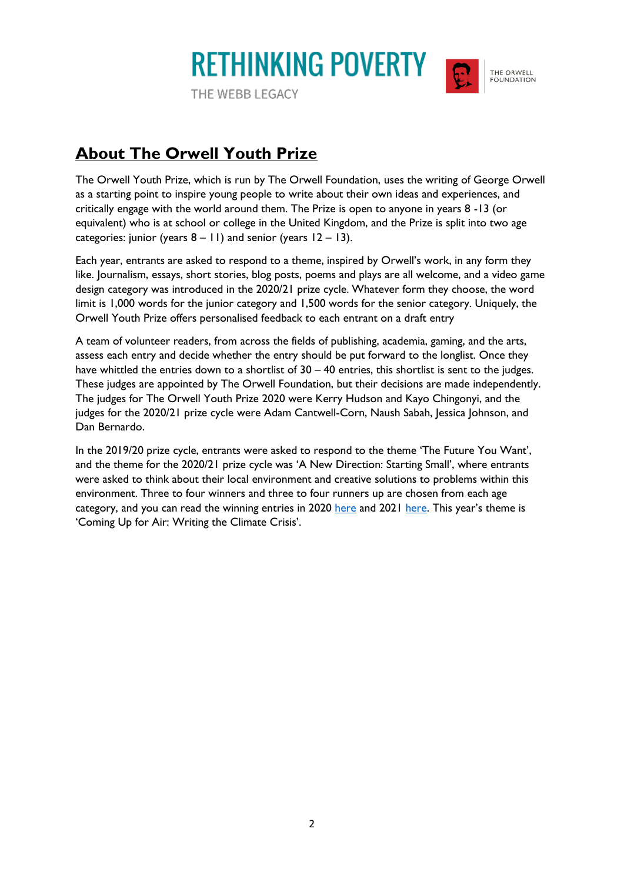## About The Orwell Youth Prize

The Orwell Youth Prize, which is run by The Orwell Foundation, uses the writing of George Orwell as a starting point to inspire young people to write about their own ideas and experiences, and critically engage with the world around them. The Prize is open to anyone in years 8 -13 (or equivalent) who is at school or college in the United Kingdom, and the Prize is split into two age categories: junior (years 8 – 11) and senior (years 12 – 13).

Each year, entrants are asked to respond to a theme, inspired by Orwell's work, in any form they like. Journalism, essays, short stories, blog posts, poems and plays are all welcome, and a video game design category was introduced in the 2020/21 prize cycle. Whatever form they choose, the word limit is 1,000 words for the junior category and 1,500 words for the senior category. Uniquely, the Orwell Youth Prize offers personalised feedback to each entrant on a draft entry

A team of volunteer readers, from across the fields of publishing, academia, gaming, and the arts, assess each entry and decide whether the entry should be put forward to the longlist. Once they have whittled the entries down to a shortlist of 30 – 40 entries, this shortlist is sent to the judges. These judges are appointed by The Orwell Foundation, but their decisions are made independently. The judges for The Orwell Youth Prize 2020 were Kerry Hudson and Kayo Chingonyi, and the judges for the 2020/21 prize cycle were Adam Cantwell-Corn, Naush Sabah, Jessica Johnson, and Dan Bernardo.

In the 2019/20 prize cycle, entrants were asked to respond to the theme 'The Future You Want', and the theme for the 2020/21 prize cycle was 'A New Direction: Starting Small', where entrants were asked to think about their local environment and creative solutions to problems within this environment. Three to four winners and three to four runners up are chosen from each age category, and you can read the winning entries in 2020 here and 2021 here. This year's theme is 'Coming Up for Air: Writing the Climate Crisis'.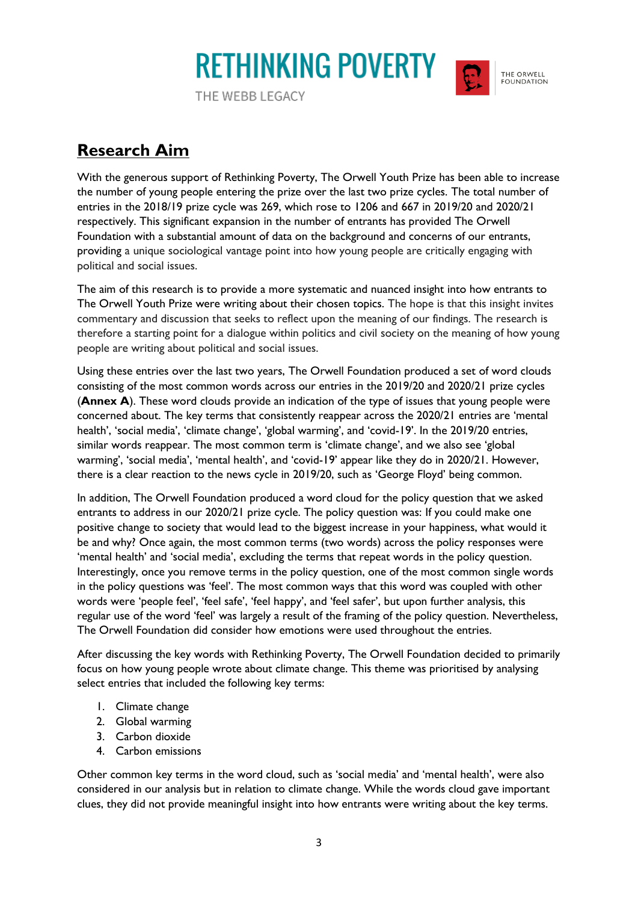## Research Aim

With the generous support of Rethinking Poverty, The Orwell Youth Prize has been able to increase the number of young people entering the prize over the last two prize cycles. The total number of entries in the 2018/19 prize cycle was 269, which rose to 1206 and 667 in 2019/20 and 2020/21 respectively. This significant expansion in the number of entrants has provided The Orwell Foundation with a substantial amount of data on the background and concerns of our entrants, providing a unique sociological vantage point into how young people are critically engaging with political and social issues.

The aim of this research is to provide a more systematic and nuanced insight into how entrants to The Orwell Youth Prize were writing about their chosen topics. The hope is that this insight invites commentary and discussion that seeks to reflect upon the meaning of our findings. The research is therefore a starting point for a dialogue within politics and civil society on the meaning of how young people are writing about political and social issues.

Using these entries over the last two years, The Orwell Foundation produced a set of word clouds consisting of the most common words across our entries in the 2019/20 and 2020/21 prize cycles (**Annex A**). These word clouds provide an indication of the type of issues that young people were concerned about. The key terms that consistently reappear across the 2020/21 entries are 'mental health', 'social media', 'climate change', 'global warming', and 'covid-19'. In the 2019/20 entries, similar words reappear. The most common term is 'climate change', and we also see 'global warming', 'social media', 'mental health', and 'covid-19' appear like they do in 2020/21. However, there is a clear reaction to the news cycle in 2019/20, such as 'George Floyd' being common.

In addition, The Orwell Foundation produced a word cloud for the policy question that we asked entrants to address in our 2020/21 prize cycle. The policy question was: If you could make one positive change to society that would lead to the biggest increase in your happiness, what would it be and why? Once again, the most common terms (two words) across the policy responses were 'mental health' and 'social media', excluding the terms that repeat words in the policy question. Interestingly, once you remove terms in the policy question, one of the most common single words in the policy questions was 'feel'. The most common ways that this word was coupled with other words were 'people feel', 'feel safe', 'feel happy', and 'feel safer', but upon further analysis, this regular use of the word 'feel' was largely a result of the framing of the policy question. Nevertheless, The Orwell Foundation did consider how emotions were used throughout the entries.

After discussing the key words with Rethinking Poverty, The Orwell Foundation decided to primarily focus on how young people wrote about climate change. This theme was prioritised by analysing select entries that included the following key terms:

1. Climate change
2. Global warming
3. Carbon dioxide
4. Carbon emissions

Other common key terms in the word cloud, such as 'social media' and 'mental health', were also considered in our analysis but in relation to climate change. While the words cloud gave important clues, they did not provide meaningful insight into how entrants were writing about the key terms.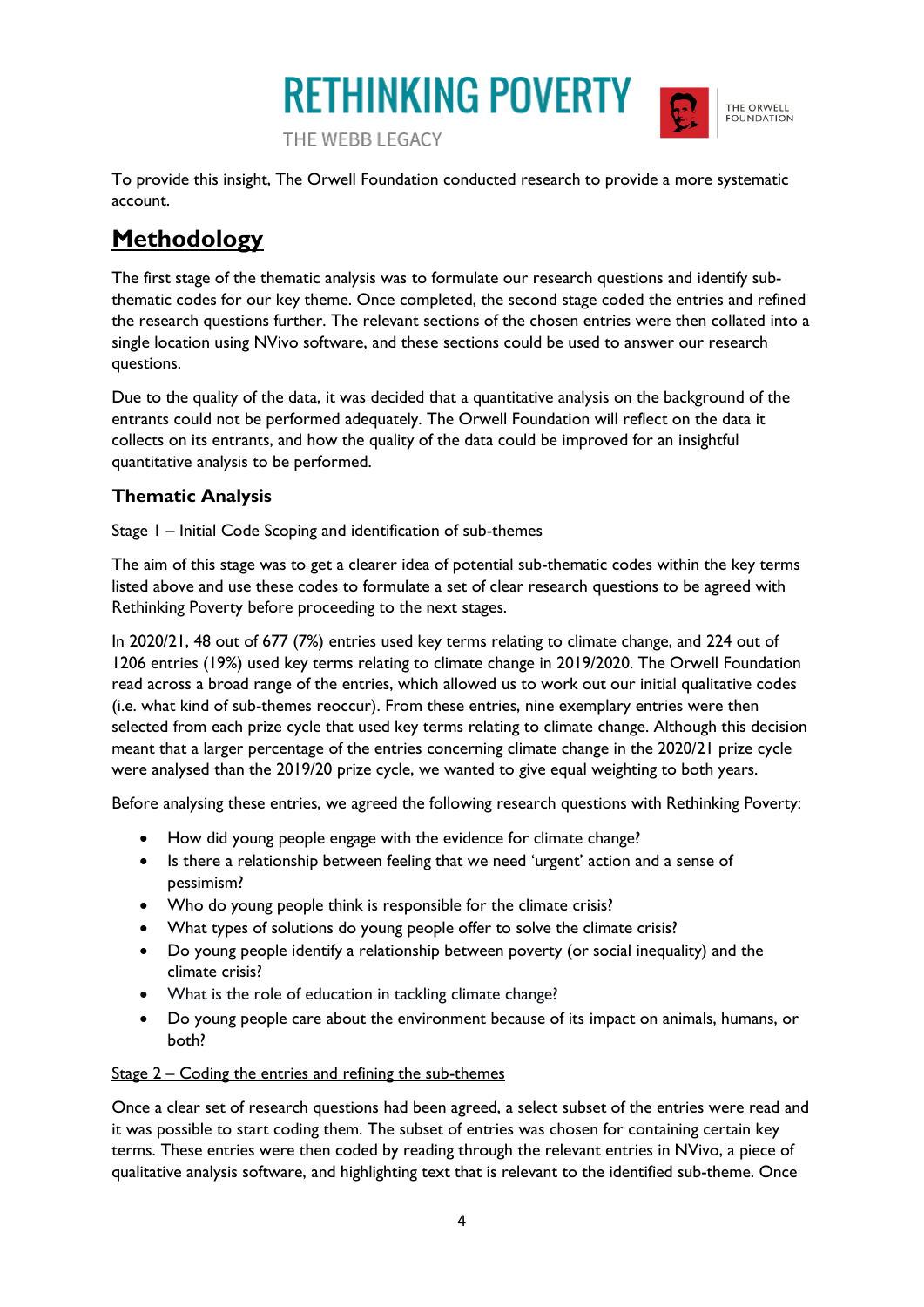To provide this insight, The Orwell Foundation conducted research to provide a more systematic account.

## Methodology

The first stage of the thematic analysis was to formulate our research questions and identify sub-thematic codes for our key theme. Once completed, the second stage coded the entries and refined the research questions further. The relevant sections of the chosen entries were then collated into a single location using NVivo software, and these sections could be used to answer our research questions.

Due to the quality of the data, it was decided that a quantitative analysis on the background of the entrants could not be performed adequately. The Orwell Foundation will reflect on the data it collects on its entrants, and how the quality of the data could be improved for an insightful quantitative analysis to be performed.

### Thematic Analysis

Stage 1 – Initial Code Scoping and identification of sub-themes

The aim of this stage was to get a clearer idea of potential sub-thematic codes within the key terms listed above and use these codes to formulate a set of clear research questions to be agreed with Rethinking Poverty before proceeding to the next stages.

In 2020/21, 48 out of 677 (7%) entries used key terms relating to climate change, and 224 out of 1206 entries (19%) used key terms relating to climate change in 2019/2020. The Orwell Foundation read across a broad range of the entries, which allowed us to work out our initial qualitative codes (i.e. what kind of sub-themes reoccur). From these entries, nine exemplary entries were then selected from each prize cycle that used key terms relating to climate change. Although this decision meant that a larger percentage of the entries concerning climate change in the 2020/21 prize cycle were analysed than the 2019/20 prize cycle, we wanted to give equal weighting to both years.

Before analysing these entries, we agreed the following research questions with Rethinking Poverty:

- How did young people engage with the evidence for climate change?
- Is there a relationship between feeling that we need 'urgent' action and a sense of pessimism?
- Who do young people think is responsible for the climate crisis?
- What types of solutions do young people offer to solve the climate crisis?
- Do young people identify a relationship between poverty (or social inequality) and the climate crisis?
- What is the role of education in tackling climate change?
- Do young people care about the environment because of its impact on animals, humans, or both?

Stage 2 – Coding the entries and refining the sub-themes

Once a clear set of research questions had been agreed, a select subset of the entries were read and it was possible to start coding them. The subset of entries was chosen for containing certain key terms. These entries were then coded by reading through the relevant entries in NVivo, a piece of qualitative analysis software, and highlighting text that is relevant to the identified sub-theme. Once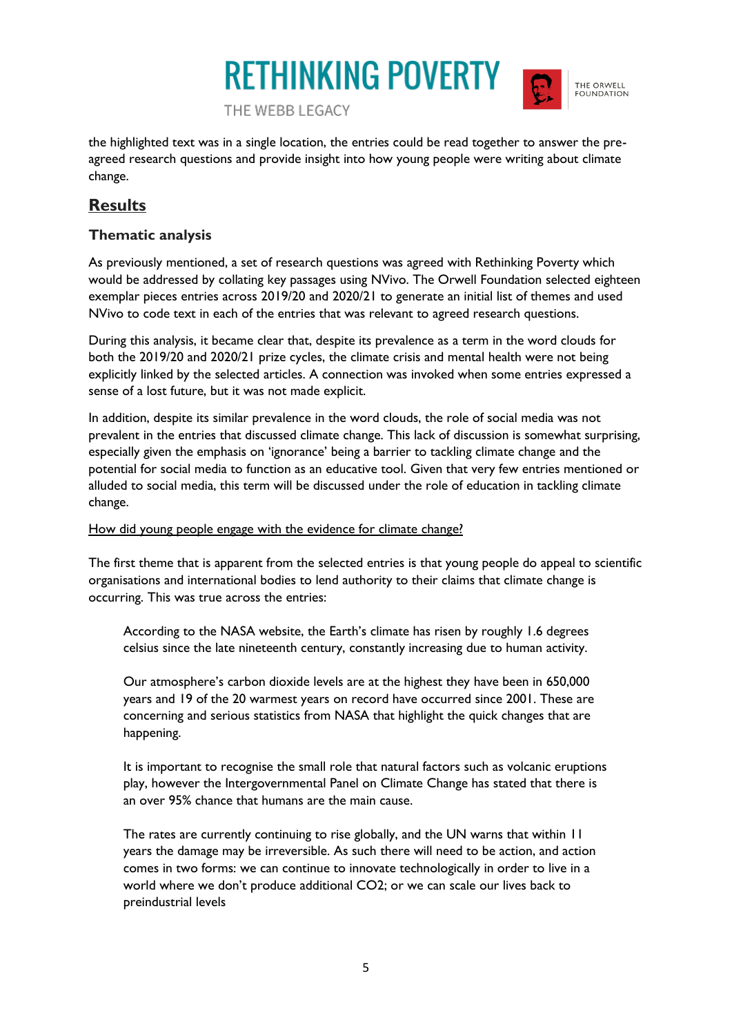the highlighted text was in a single location, the entries could be read together to answer the pre-agreed research questions and provide insight into how young people were writing about climate change.

## Results

### Thematic analysis

As previously mentioned, a set of research questions was agreed with Rethinking Poverty which would be addressed by collating key passages using NVivo. The Orwell Foundation selected eighteen exemplar pieces entries across 2019/20 and 2020/21 to generate an initial list of themes and used NVivo to code text in each of the entries that was relevant to agreed research questions.

During this analysis, it became clear that, despite its prevalence as a term in the word clouds for both the 2019/20 and 2020/21 prize cycles, the climate crisis and mental health were not being explicitly linked by the selected articles. A connection was invoked when some entries expressed a sense of a lost future, but it was not made explicit.

In addition, despite its similar prevalence in the word clouds, the role of social media was not prevalent in the entries that discussed climate change. This lack of discussion is somewhat surprising, especially given the emphasis on 'ignorance' being a barrier to tackling climate change and the potential for social media to function as an educative tool. Given that very few entries mentioned or alluded to social media, this term will be discussed under the role of education in tackling climate change.

How did young people engage with the evidence for climate change?

The first theme that is apparent from the selected entries is that young people do appeal to scientific organisations and international bodies to lend authority to their claims that climate change is occurring. This was true across the entries:

> According to the NASA website, the Earth's climate has risen by roughly 1.6 degrees celsius since the late nineteenth century, constantly increasing due to human activity.

> Our atmosphere's carbon dioxide levels are at the highest they have been in 650,000 years and 19 of the 20 warmest years on record have occurred since 2001. These are concerning and serious statistics from NASA that highlight the quick changes that are happening.

> It is important to recognise the small role that natural factors such as volcanic eruptions play, however the Intergovernmental Panel on Climate Change has stated that there is an over 95% chance that humans are the main cause.

> The rates are currently continuing to rise globally, and the UN warns that within 11 years the damage may be irreversible. As such there will need to be action, and action comes in two forms: we can continue to innovate technologically in order to live in a world where we don't produce additional $CO_2$; or we can scale our lives back to preindustrial levels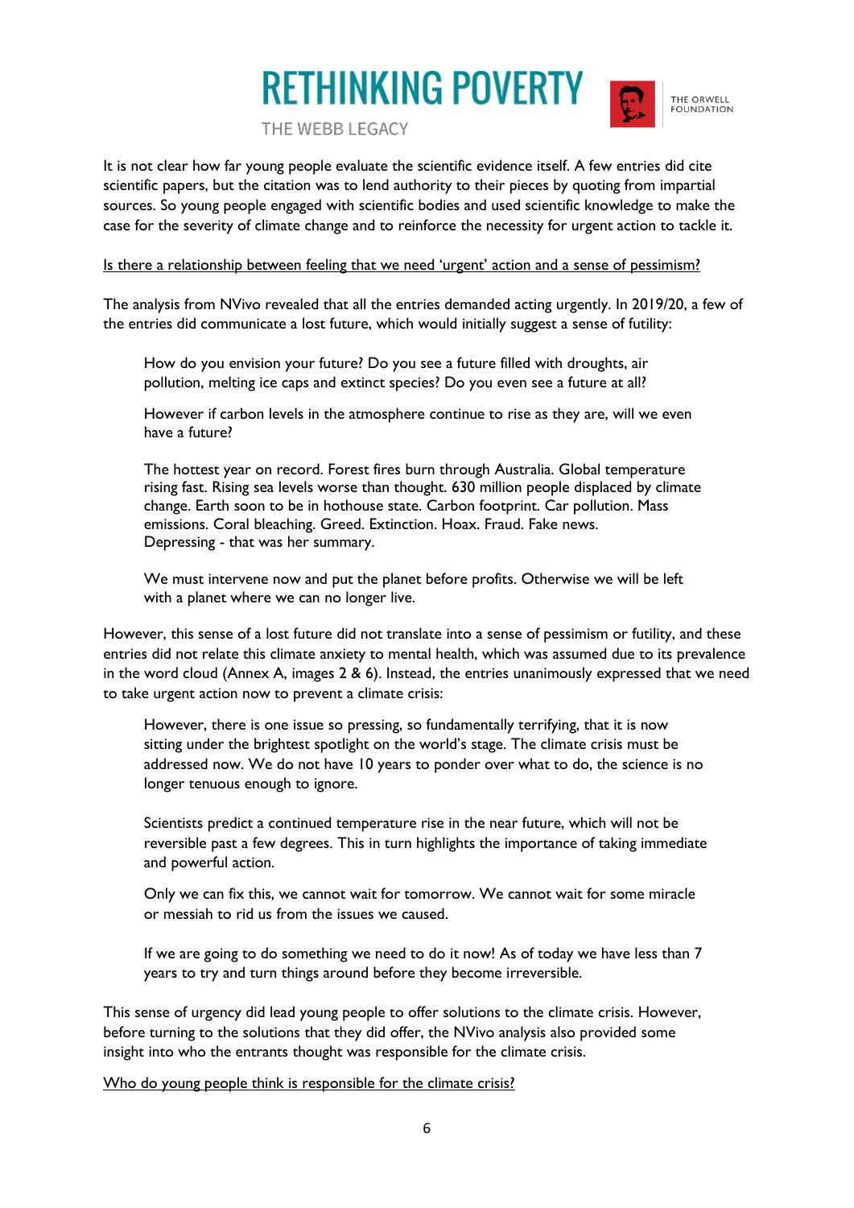It is not clear how far young people evaluate the scientific evidence itself. A few entries did cite scientific papers, but the citation was to lend authority to their pieces by quoting from impartial sources. So young people engaged with scientific bodies and used scientific knowledge to make the case for the severity of climate change and to reinforce the necessity for urgent action to tackle it.

<u>Is there a relationship between feeling that we need 'urgent' action and a sense of pessimism?</u>

The analysis from NVivo revealed that all the entries demanded acting urgently. In 2019/20, a few of the entries did communicate a lost future, which would initially suggest a sense of futility:

> How do you envision your future? Do you see a future filled with droughts, air pollution, melting ice caps and extinct species? Do you even see a future at all?

> However if carbon levels in the atmosphere continue to rise as they are, will we even have a future?

> The hottest year on record. Forest fires burn through Australia. Global temperature rising fast. Rising sea levels worse than thought. 630 million people displaced by climate change. Earth soon to be in hothouse state. Carbon footprint. Car pollution. Mass emissions. Coral bleaching. Greed. Extinction. Hoax. Fraud. Fake news. Depressing - that was her summary.

> We must intervene now and put the planet before profits. Otherwise we will be left with a planet where we can no longer live.

However, this sense of a lost future did not translate into a sense of pessimism or futility, and these entries did not relate this climate anxiety to mental health, which was assumed due to its prevalence in the word cloud (Annex A, images 2 & 6). Instead, the entries unanimously expressed that we need to take urgent action now to prevent a climate crisis:

> However, there is one issue so pressing, so fundamentally terrifying, that it is now sitting under the brightest spotlight on the world's stage. The climate crisis must be addressed now. We do not have 10 years to ponder over what to do, the science is no longer tenuous enough to ignore.

> Scientists predict a continued temperature rise in the near future, which will not be reversible past a few degrees. This in turn highlights the importance of taking immediate and powerful action.

> Only we can fix this, we cannot wait for tomorrow. We cannot wait for some miracle or messiah to rid us from the issues we caused.

> If we are going to do something we need to do it now! As of today we have less than 7 years to try and turn things around before they become irreversible.

This sense of urgency did lead young people to offer solutions to the climate crisis. However, before turning to the solutions that they did offer, the NVivo analysis also provided some insight into who the entrants thought was responsible for the climate crisis.

<u>Who do young people think is responsible for the climate crisis?</u>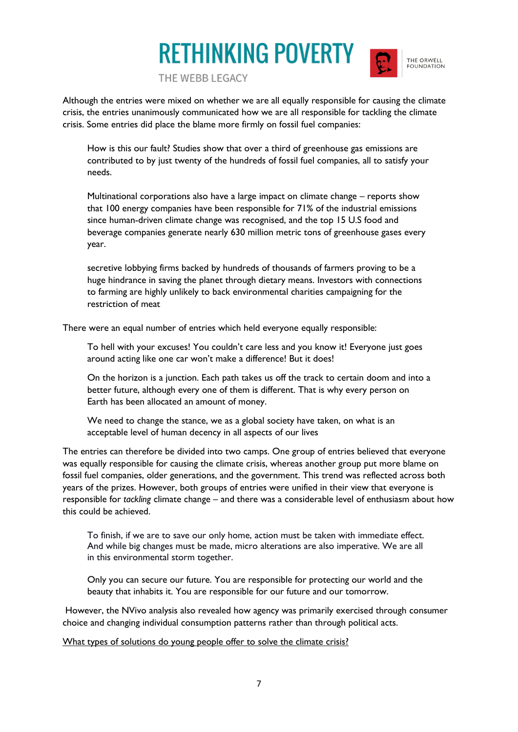Although the entries were mixed on whether we are all equally responsible for causing the climate crisis, the entries unanimously communicated how we are all responsible for tackling the climate crisis. Some entries did place the blame more firmly on fossil fuel companies:

> How is this our fault? Studies show that over a third of greenhouse gas emissions are contributed to by just twenty of the hundreds of fossil fuel companies, all to satisfy your needs.
>
> Multinational corporations also have a large impact on climate change – reports show that 100 energy companies have been responsible for 71% of the industrial emissions since human-driven climate change was recognised, and the top 15 U.S food and beverage companies generate nearly 630 million metric tons of greenhouse gases every year.
>
> secretive lobbying firms backed by hundreds of thousands of farmers proving to be a huge hindrance in saving the planet through dietary means. Investors with connections to farming are highly unlikely to back environmental charities campaigning for the restriction of meat

There were an equal number of entries which held everyone equally responsible:

> To hell with your excuses! You couldn't care less and you know it! Everyone just goes around acting like one car won't make a difference! But it does!
>
> On the horizon is a junction. Each path takes us off the track to certain doom and into a better future, although every one of them is different. That is why every person on Earth has been allocated an amount of money.
>
> We need to change the stance, we as a global society have taken, on what is an acceptable level of human decency in all aspects of our lives

The entries can therefore be divided into two camps. One group of entries believed that everyone was equally responsible for causing the climate crisis, whereas another group put more blame on fossil fuel companies, older generations, and the government. This trend was reflected across both years of the prizes. However, both groups of entries were unified in their view that everyone is responsible for *tackling* climate change – and there was a considerable level of enthusiasm about how this could be achieved.

> To finish, if we are to save our only home, action must be taken with immediate effect. And while big changes must be made, micro alterations are also imperative. We are all in this environmental storm together.
>
> Only you can secure our future. You are responsible for protecting our world and the beauty that inhabits it. You are responsible for our future and our tomorrow.

However, the NVivo analysis also revealed how agency was primarily exercised through consumer choice and changing individual consumption patterns rather than through political acts.

<u>What types of solutions do young people offer to solve the climate crisis?</u>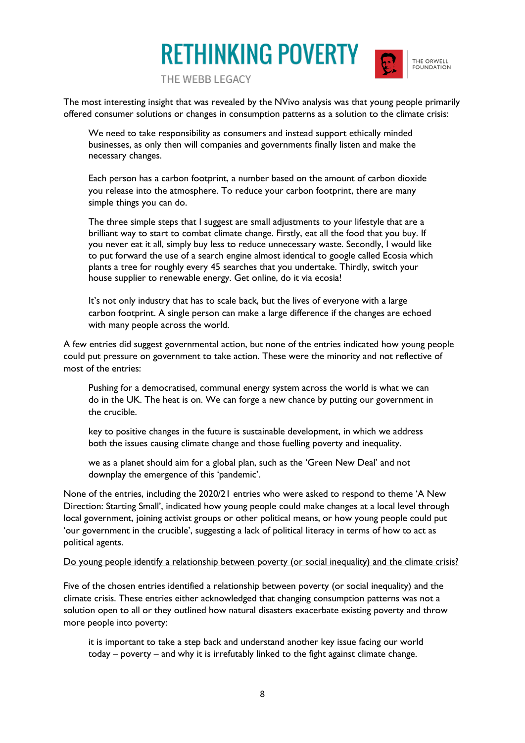The most interesting insight that was revealed by the NVivo analysis was that young people primarily offered consumer solutions or changes in consumption patterns as a solution to the climate crisis:

> We need to take responsibility as consumers and instead support ethically minded businesses, as only then will companies and governments finally listen and make the necessary changes.
>
> Each person has a carbon footprint, a number based on the amount of carbon dioxide you release into the atmosphere. To reduce your carbon footprint, there are many simple things you can do.
>
> The three simple steps that I suggest are small adjustments to your lifestyle that are a brilliant way to start to combat climate change. Firstly, eat all the food that you buy. If you never eat it all, simply buy less to reduce unnecessary waste. Secondly, I would like to put forward the use of a search engine almost identical to google called Ecosia which plants a tree for roughly every 45 searches that you undertake. Thirdly, switch your house supplier to renewable energy. Get online, do it via ecosia!
>
> It's not only industry that has to scale back, but the lives of everyone with a large carbon footprint. A single person can make a large difference if the changes are echoed with many people across the world.

A few entries did suggest governmental action, but none of the entries indicated how young people could put pressure on government to take action. These were the minority and not reflective of most of the entries:

> Pushing for a democratised, communal energy system across the world is what we can do in the UK. The heat is on. We can forge a new chance by putting our government in the crucible.
>
> key to positive changes in the future is sustainable development, in which we address both the issues causing climate change and those fuelling poverty and inequality.
>
> we as a planet should aim for a global plan, such as the 'Green New Deal' and not downplay the emergence of this 'pandemic'.

None of the entries, including the 2020/21 entries who were asked to respond to theme 'A New Direction: Starting Small', indicated how young people could make changes at a local level through local government, joining activist groups or other political means, or how young people could put 'our government in the crucible', suggesting a lack of political literacy in terms of how to act as political agents.

<u>Do young people identify a relationship between poverty (or social inequality) and the climate crisis?</u>

Five of the chosen entries identified a relationship between poverty (or social inequality) and the climate crisis. These entries either acknowledged that changing consumption patterns was not a solution open to all or they outlined how natural disasters exacerbate existing poverty and throw more people into poverty:

> it is important to take a step back and understand another key issue facing our world today – poverty – and why it is irrefutably linked to the fight against climate change.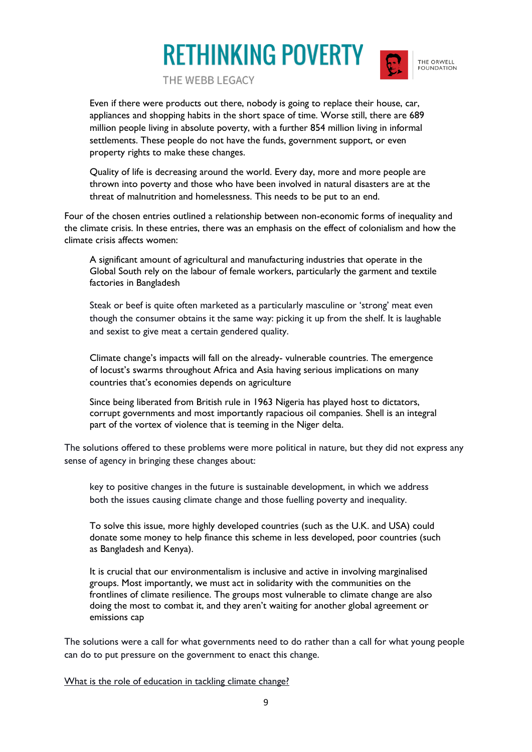> Even if there were products out there, nobody is going to replace their house, car, appliances and shopping habits in the short space of time. Worse still, there are 689 million people living in absolute poverty, with a further 854 million living in informal settlements. These people do not have the funds, government support, or even property rights to make these changes.
>
> Quality of life is decreasing around the world. Every day, more and more people are thrown into poverty and those who have been involved in natural disasters are at the threat of malnutrition and homelessness. This needs to be put to an end.

Four of the chosen entries outlined a relationship between non-economic forms of inequality and the climate crisis. In these entries, there was an emphasis on the effect of colonialism and how the climate crisis affects women:

> A significant amount of agricultural and manufacturing industries that operate in the Global South rely on the labour of female workers, particularly the garment and textile factories in Bangladesh

> Steak or beef is quite often marketed as a particularly masculine or 'strong' meat even though the consumer obtains it the same way: picking it up from the shelf. It is laughable and sexist to give meat a certain gendered quality.

> Climate change's impacts will fall on the already- vulnerable countries. The emergence of locust's swarms throughout Africa and Asia having serious implications on many countries that's economies depends on agriculture

> Since being liberated from British rule in 1963 Nigeria has played host to dictators, corrupt governments and most importantly rapacious oil companies. Shell is an integral part of the vortex of violence that is teeming in the Niger delta.

The solutions offered to these problems were more political in nature, but they did not express any sense of agency in bringing these changes about:

> key to positive changes in the future is sustainable development, in which we address both the issues causing climate change and those fuelling poverty and inequality.

> To solve this issue, more highly developed countries (such as the U.K. and USA) could donate some money to help finance this scheme in less developed, poor countries (such as Bangladesh and Kenya).

> It is crucial that our environmentalism is inclusive and active in involving marginalised groups. Most importantly, we must act in solidarity with the communities on the frontlines of climate resilience. The groups most vulnerable to climate change are also doing the most to combat it, and they aren't waiting for another global agreement or emissions cap

The solutions were a call for what governments need to do rather than a call for what young people can do to put pressure on the government to enact this change.

<u>What is the role of education in tackling climate change?</u>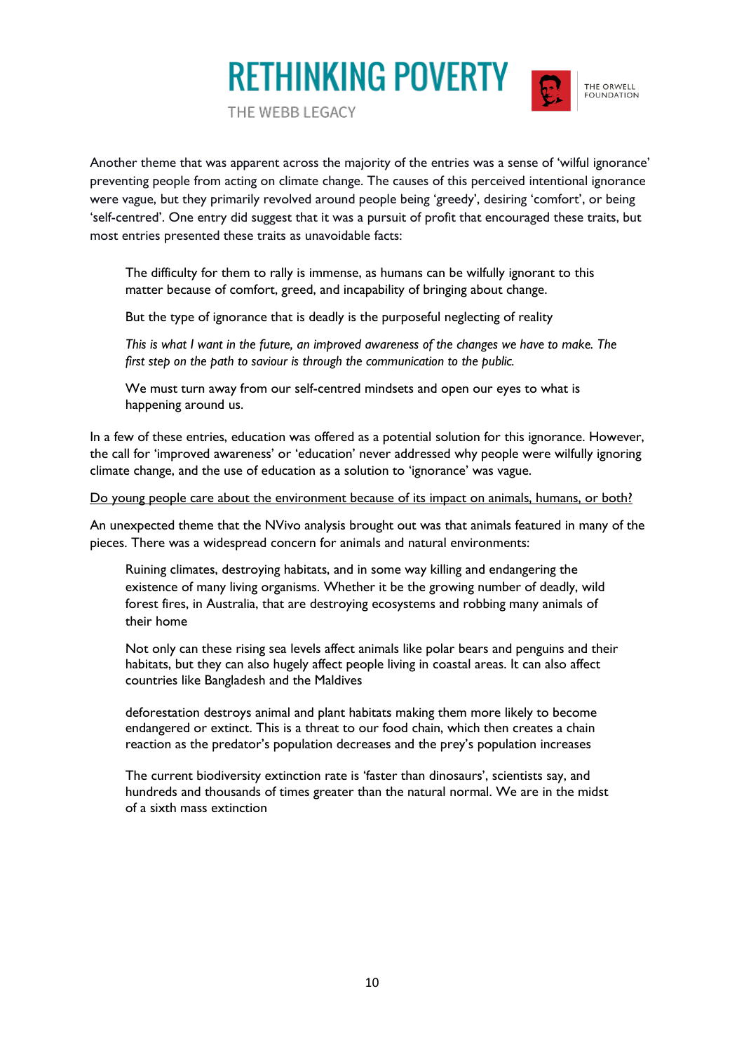Another theme that was apparent across the majority of the entries was a sense of 'wilful ignorance' preventing people from acting on climate change. The causes of this perceived intentional ignorance were vague, but they primarily revolved around people being 'greedy', desiring 'comfort', or being 'self-centred'. One entry did suggest that it was a pursuit of profit that encouraged these traits, but most entries presented these traits as unavoidable facts:

> The difficulty for them to rally is immense, as humans can be wilfully ignorant to this matter because of comfort, greed, and incapability of bringing about change.
>
> But the type of ignorance that is deadly is the purposeful neglecting of reality
>
> *This is what I want in the future, an improved awareness of the changes we have to make. The first step on the path to saviour is through the communication to the public.*
>
> We must turn away from our self-centred mindsets and open our eyes to what is happening around us.

In a few of these entries, education was offered as a potential solution for this ignorance. However, the call for 'improved awareness' or 'education' never addressed why people were wilfully ignoring climate change, and the use of education as a solution to 'ignorance' was vague.

<u>Do young people care about the environment because of its impact on animals, humans, or both?</u>

An unexpected theme that the NVivo analysis brought out was that animals featured in many of the pieces. There was a widespread concern for animals and natural environments:

> Ruining climates, destroying habitats, and in some way killing and endangering the existence of many living organisms. Whether it be the growing number of deadly, wild forest fires, in Australia, that are destroying ecosystems and robbing many animals of their home
>
> Not only can these rising sea levels affect animals like polar bears and penguins and their habitats, but they can also hugely affect people living in coastal areas. It can also affect countries like Bangladesh and the Maldives
>
> deforestation destroys animal and plant habitats making them more likely to become endangered or extinct. This is a threat to our food chain, which then creates a chain reaction as the predator's population decreases and the prey's population increases
>
> The current biodiversity extinction rate is 'faster than dinosaurs', scientists say, and hundreds and thousands of times greater than the natural normal. We are in the midst of a sixth mass extinction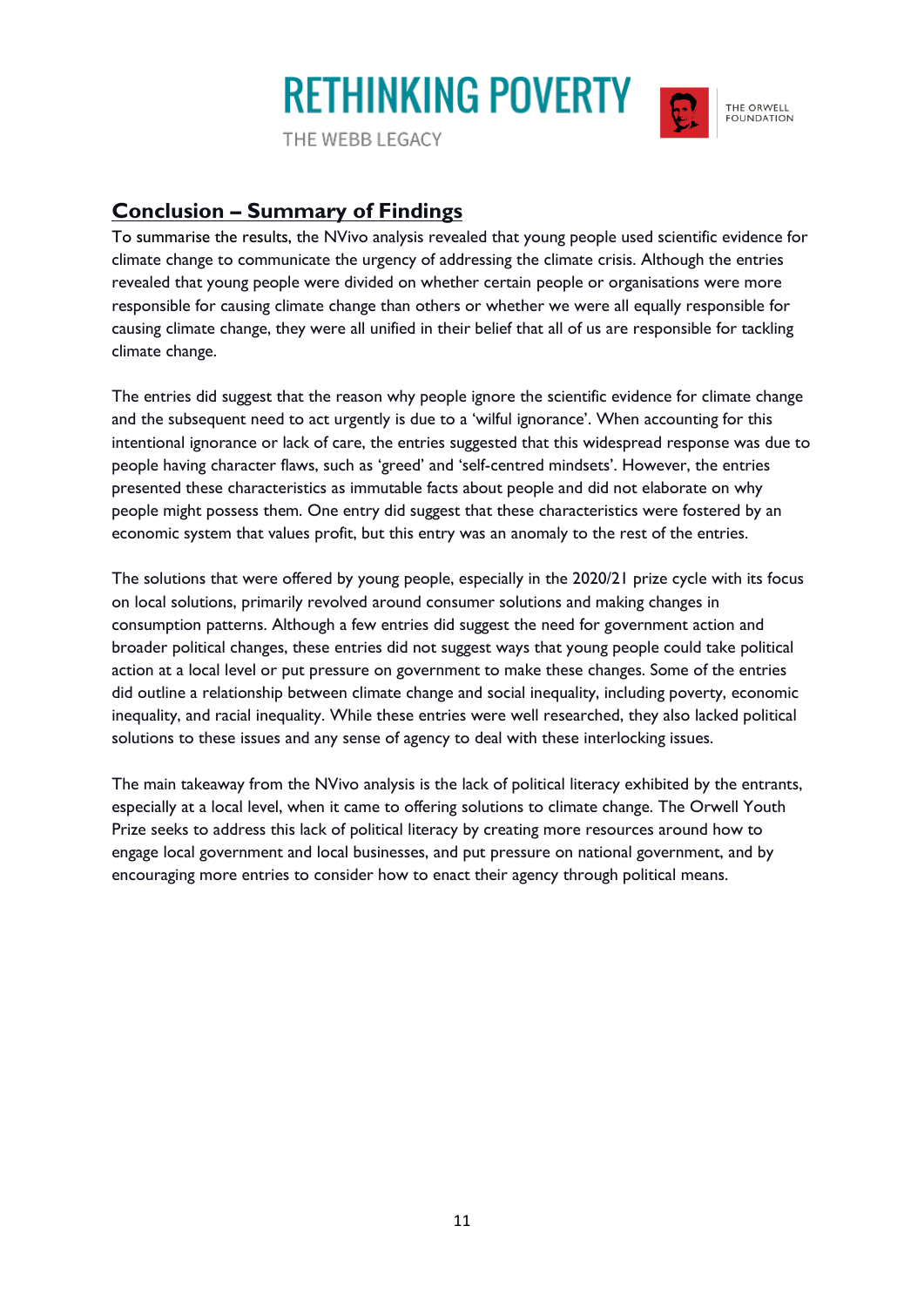## Conclusion – Summary of Findings

To summarise the results, the NVivo analysis revealed that young people used scientific evidence for climate change to communicate the urgency of addressing the climate crisis. Although the entries revealed that young people were divided on whether certain people or organisations were more responsible for causing climate change than others or whether we were all equally responsible for causing climate change, they were all unified in their belief that all of us are responsible for tackling climate change.

The entries did suggest that the reason why people ignore the scientific evidence for climate change and the subsequent need to act urgently is due to a 'wilful ignorance'. When accounting for this intentional ignorance or lack of care, the entries suggested that this widespread response was due to people having character flaws, such as 'greed' and 'self-centred mindsets'. However, the entries presented these characteristics as immutable facts about people and did not elaborate on why people might possess them. One entry did suggest that these characteristics were fostered by an economic system that values profit, but this entry was an anomaly to the rest of the entries.

The solutions that were offered by young people, especially in the 2020/21 prize cycle with its focus on local solutions, primarily revolved around consumer solutions and making changes in consumption patterns. Although a few entries did suggest the need for government action and broader political changes, these entries did not suggest ways that young people could take political action at a local level or put pressure on government to make these changes. Some of the entries did outline a relationship between climate change and social inequality, including poverty, economic inequality, and racial inequality. While these entries were well researched, they also lacked political solutions to these issues and any sense of agency to deal with these interlocking issues.

The main takeaway from the NVivo analysis is the lack of political literacy exhibited by the entrants, especially at a local level, when it came to offering solutions to climate change. The Orwell Youth Prize seeks to address this lack of political literacy by creating more resources around how to engage local government and local businesses, and put pressure on national government, and by encouraging more entries to consider how to enact their agency through political means.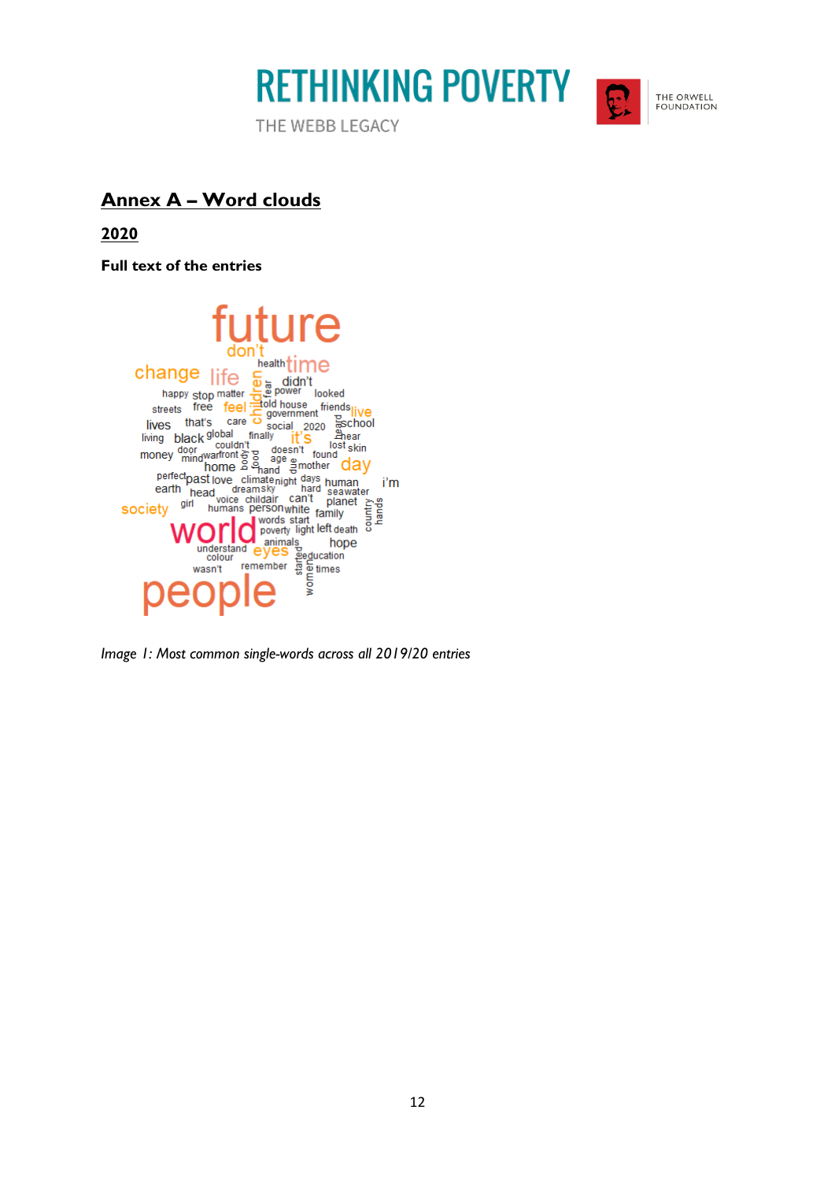## Annex A – Word clouds

### 2020

**Full text of the entries**

*Image 1: Most common single-words across all 2019/20 entries*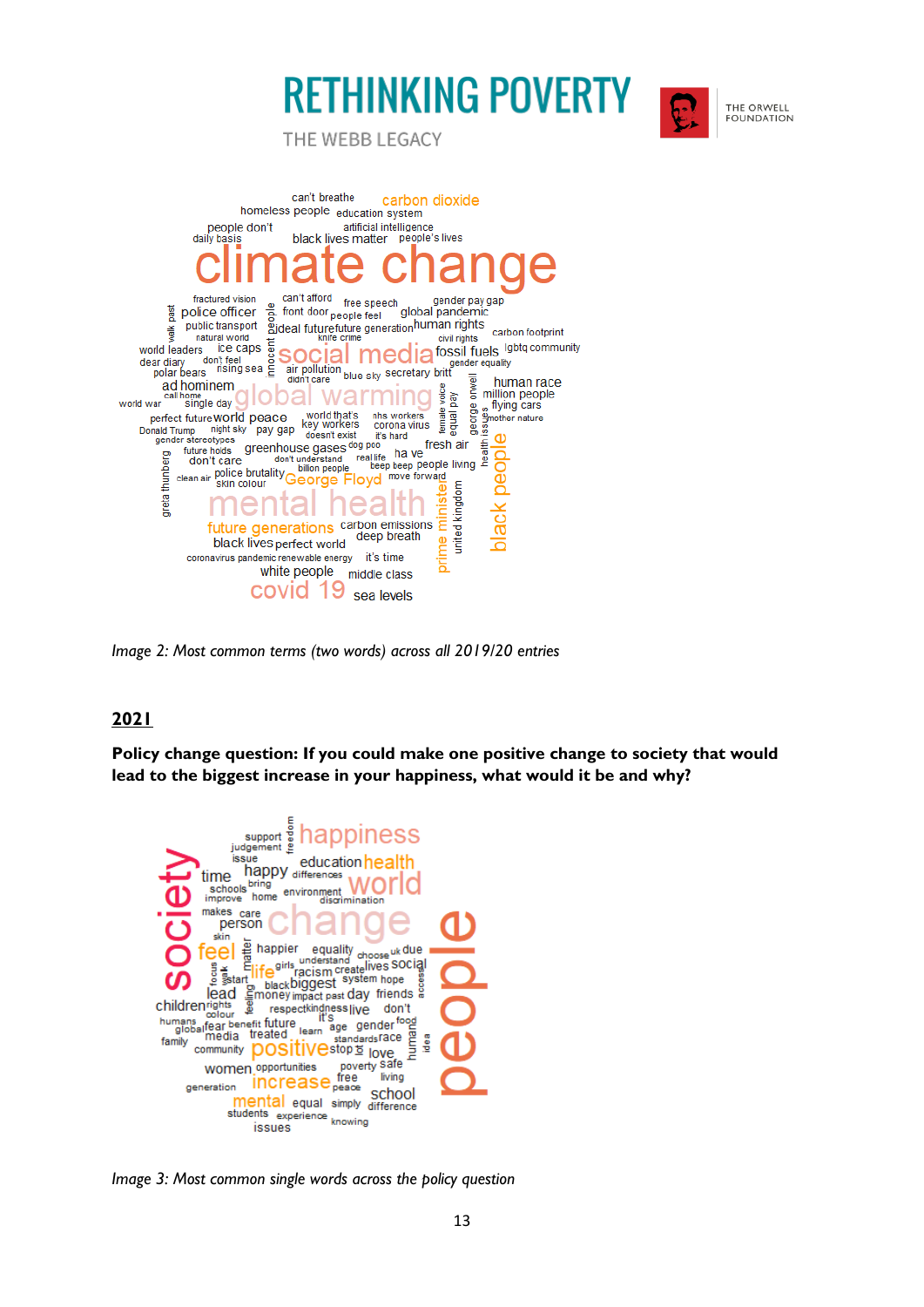Image 2: Most common terms (two words) across all 2019/20 entries

**2021**

**Policy change question: If you could make one positive change to society that would lead to the biggest increase in your happiness, what would it be and why?**

Image 3: Most common single words across the policy question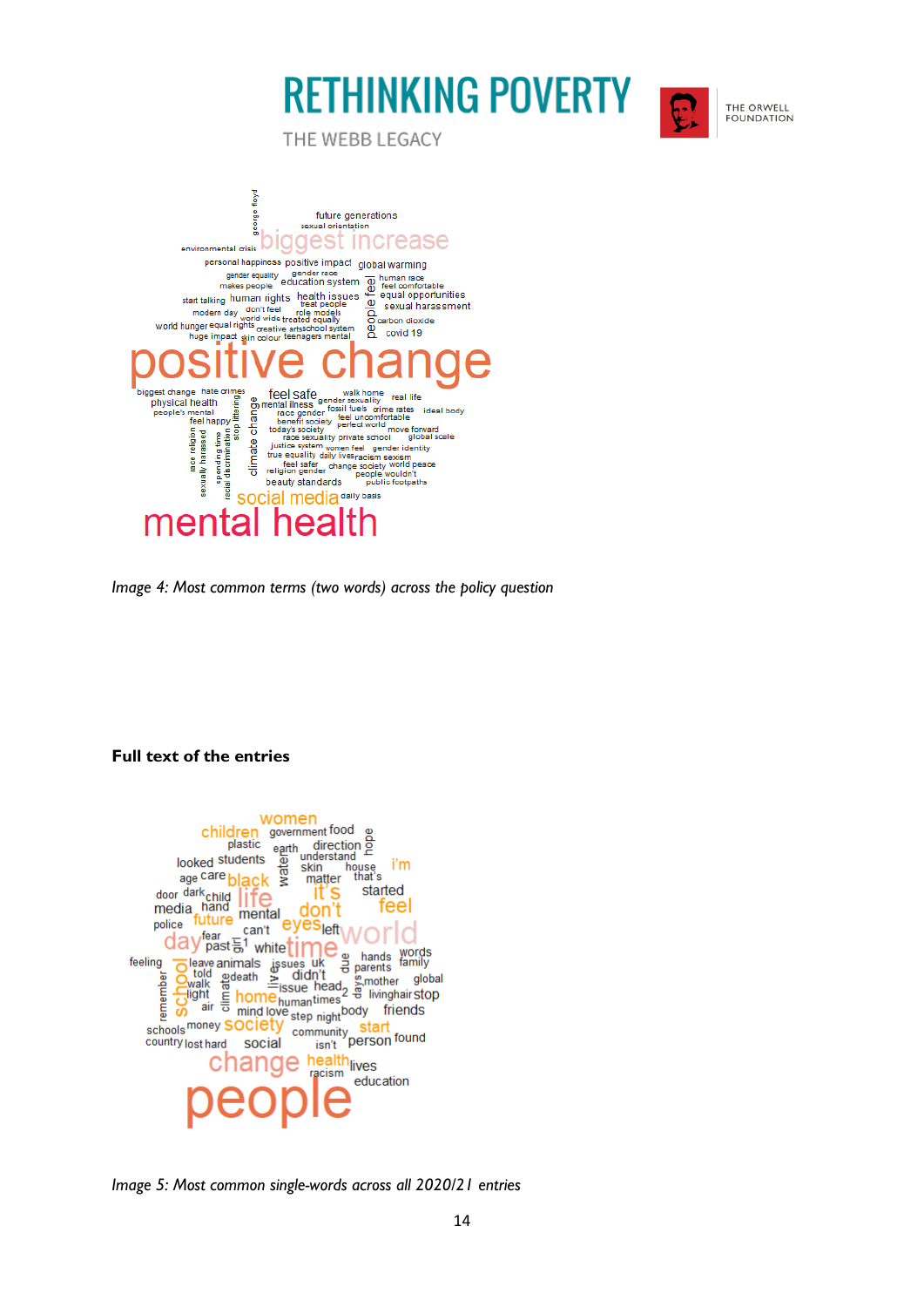*Image 4: Most common terms (two words) across the policy question*

**Full text of the entries**

*Image 5: Most common single-words across all 2020/21 entries*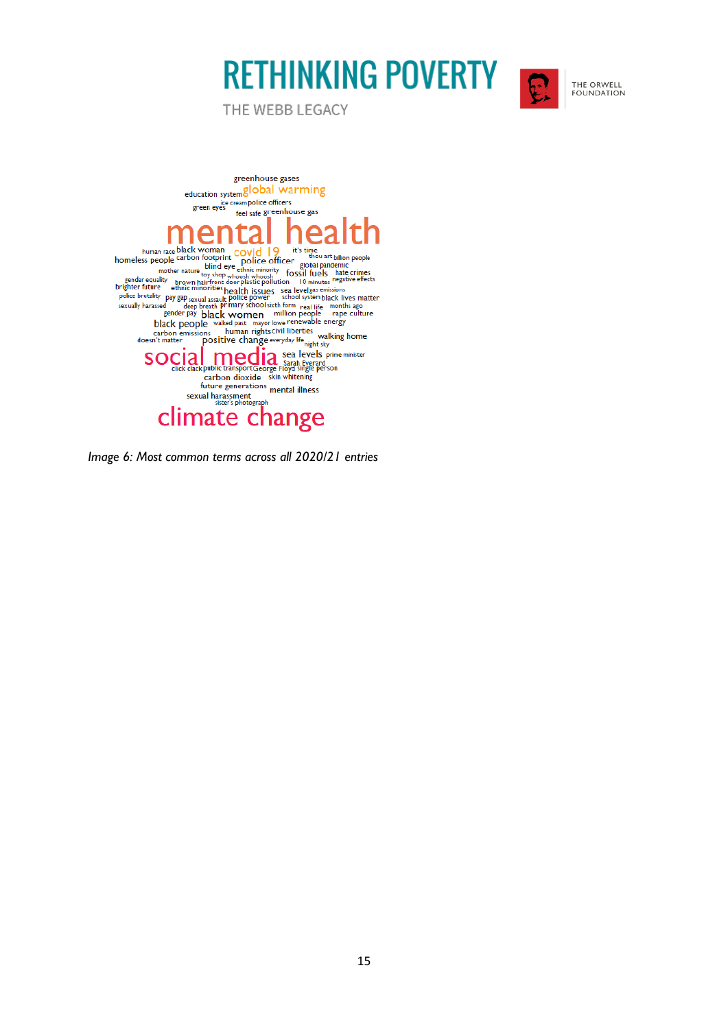greenhouse gases

education system global warming

green eyes ice cream police officers

feel safe greenhouse gas

mental health

human race black woman covid 19 it's time

homeless people carbon footprint police officer thou art billion people

blind eye global pandemic

mother nature ethnic minority fossil fuels hate crimes

toy shop whoosh whoosh

gender equality brown hair front door plastic pollution 10 minutes negative effects

brighter future ethnic minorities health issues sea level gas emissions

police brutality pay gap sexual assault police power school system black lives matter

sexually harassed deep breath primary school sixth form real life months ago

gender pay black women million people rape culture

black people walked past mayor lowe renewable energy

carbon emissions human rights civil liberties

doesn't matter positive change everyday life walking home

night sky

social media sea levels prime minister

Sarah Everard

click clack public transport George Floyd single person

carbon dioxide skin whitening

future generations mental illness

sexual harassment

sister's photograph

climate change

*Image 6: Most common terms across all 2020/21 entries*